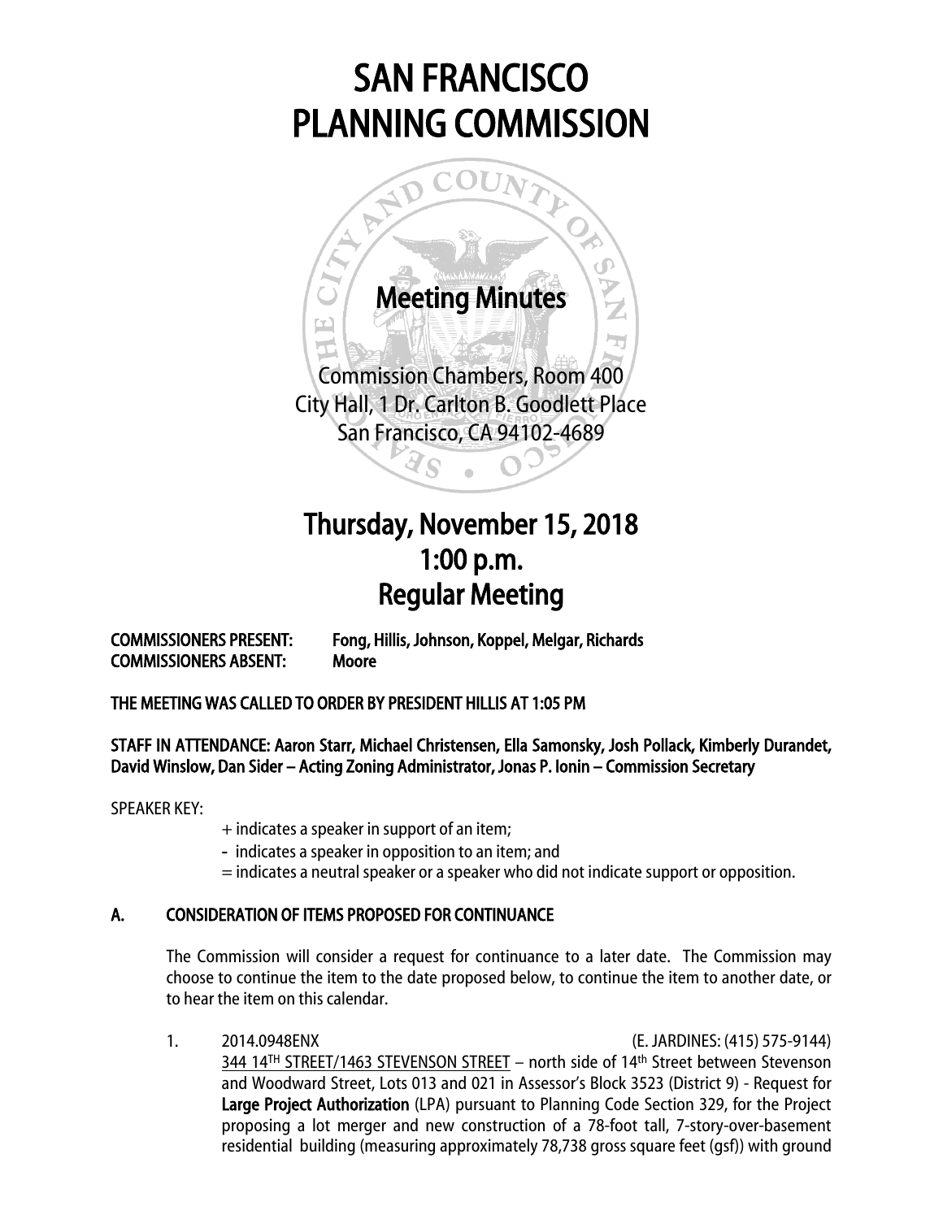# SAN FRANCISCO PLANNING COMMISSION

## Meeting Minutes

Commission Chambers, Room 400
City Hall, 1 Dr. Carlton B. Goodlett Place
San Francisco, CA 94102-4689

## Thursday, November 15, 2018
## 1:00 p.m.
## Regular Meeting

**COMMISSIONERS PRESENT:** Fong, Hillis, Johnson, Koppel, Melgar, Richards
**COMMISSIONERS ABSENT:** Moore

**THE MEETING WAS CALLED TO ORDER BY PRESIDENT HILLIS AT 1:05 PM**

**STAFF IN ATTENDANCE: Aaron Starr, Michael Christensen, Ella Samonsky, Josh Pollack, Kimberly Durandet, David Winslow, Dan Sider – Acting Zoning Administrator, Jonas P. Ionin – Commission Secretary**

SPEAKER KEY:

+ indicates a speaker in support of an item;
- indicates a speaker in opposition to an item; and
= indicates a neutral speaker or a speaker who did not indicate support or opposition.

### A. CONSIDERATION OF ITEMS PROPOSED FOR CONTINUANCE

The Commission will consider a request for continuance to a later date. The Commission may choose to continue the item to the date proposed below, to continue the item to another date, or to hear the item on this calendar.

1. 2014.0948ENX (E. JARDINES: (415) 575-9144)
344 14TH STREET/1463 STEVENSON STREET – north side of 14th Street between Stevenson and Woodward Street, Lots 013 and 021 in Assessor's Block 3523 (District 9) - Request for **Large Project Authorization** (LPA) pursuant to Planning Code Section 329, for the Project proposing a lot merger and new construction of a 78-foot tall, 7-story-over-basement residential building (measuring approximately 78,738 gross square feet (gsf)) with ground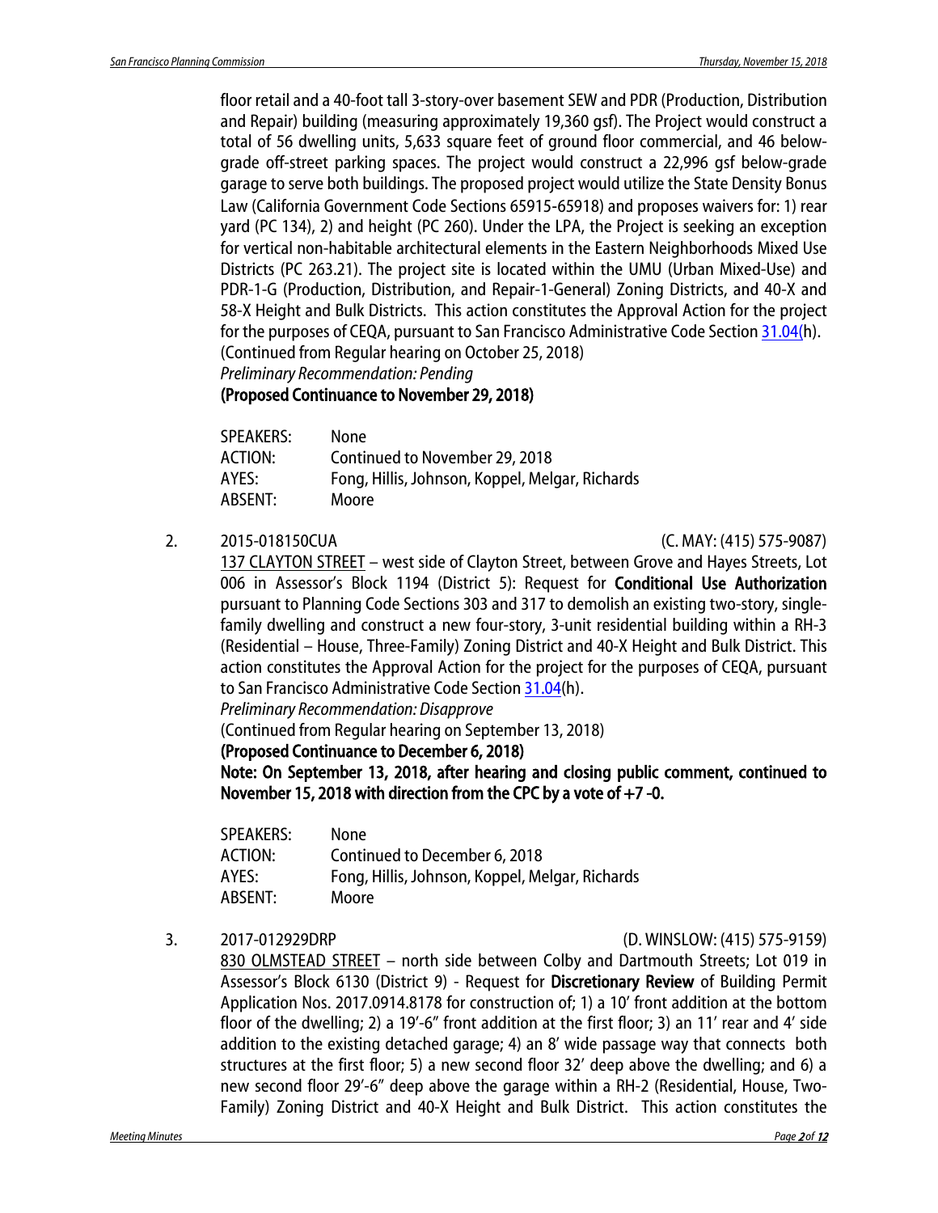floor retail and a 40-foot tall 3-story-over basement SEW and PDR (Production, Distribution and Repair) building (measuring approximately 19,360 gsf). The Project would construct a total of 56 dwelling units, 5,633 square feet of ground floor commercial, and 46 below-grade off-street parking spaces. The project would construct a 22,996 gsf below-grade garage to serve both buildings. The proposed project would utilize the State Density Bonus Law (California Government Code Sections 65915-65918) and proposes waivers for: 1) rear yard (PC 134), 2) and height (PC 260). Under the LPA, the Project is seeking an exception for vertical non-habitable architectural elements in the Eastern Neighborhoods Mixed Use Districts (PC 263.21). The project site is located within the UMU (Urban Mixed-Use) and PDR-1-G (Production, Distribution, and Repair-1-General) Zoning Districts, and 40-X and 58-X Height and Bulk Districts. This action constitutes the Approval Action for the project for the purposes of CEQA, pursuant to San Francisco Administrative Code Section 31.04(h).
(Continued from Regular hearing on October 25, 2018)
*Preliminary Recommendation: Pending*
**(Proposed Continuance to November 29, 2018)**

| | |
|---|---|
| SPEAKERS: | None |
| ACTION: | Continued to November 29, 2018 |
| AYES: | Fong, Hillis, Johnson, Koppel, Melgar, Richards |
| ABSENT: | Moore |

2. 2015-018150CUA (C. MAY: (415) 575-9087)
137 CLAYTON STREET – west side of Clayton Street, between Grove and Hayes Streets, Lot 006 in Assessor's Block 1194 (District 5): Request for **Conditional Use Authorization** pursuant to Planning Code Sections 303 and 317 to demolish an existing two-story, single-family dwelling and construct a new four-story, 3-unit residential building within a RH-3 (Residential – House, Three-Family) Zoning District and 40-X Height and Bulk District. This action constitutes the Approval Action for the project for the purposes of CEQA, pursuant to San Francisco Administrative Code Section 31.04(h).
*Preliminary Recommendation: Disapprove*
(Continued from Regular hearing on September 13, 2018)
**(Proposed Continuance to December 6, 2018)**
**Note: On September 13, 2018, after hearing and closing public comment, continued to November 15, 2018 with direction from the CPC by a vote of +7 -0.**

| | |
|---|---|
| SPEAKERS: | None |
| ACTION: | Continued to December 6, 2018 |
| AYES: | Fong, Hillis, Johnson, Koppel, Melgar, Richards |
| ABSENT: | Moore |

3. 2017-012929DRP (D. WINSLOW: (415) 575-9159)
830 OLMSTEAD STREET – north side between Colby and Dartmouth Streets; Lot 019 in Assessor's Block 6130 (District 9) - Request for **Discretionary Review** of Building Permit Application Nos. 2017.0914.8178 for construction of; 1) a 10' front addition at the bottom floor of the dwelling; 2) a 19'-6" front addition at the first floor; 3) an 11' rear and 4' side addition to the existing detached garage; 4) an 8' wide passage way that connects both structures at the first floor; 5) a new second floor 32' deep above the dwelling; and 6) a new second floor 29'-6" deep above the garage within a RH-2 (Residential, House, Two-Family) Zoning District and 40-X Height and Bulk District. This action constitutes the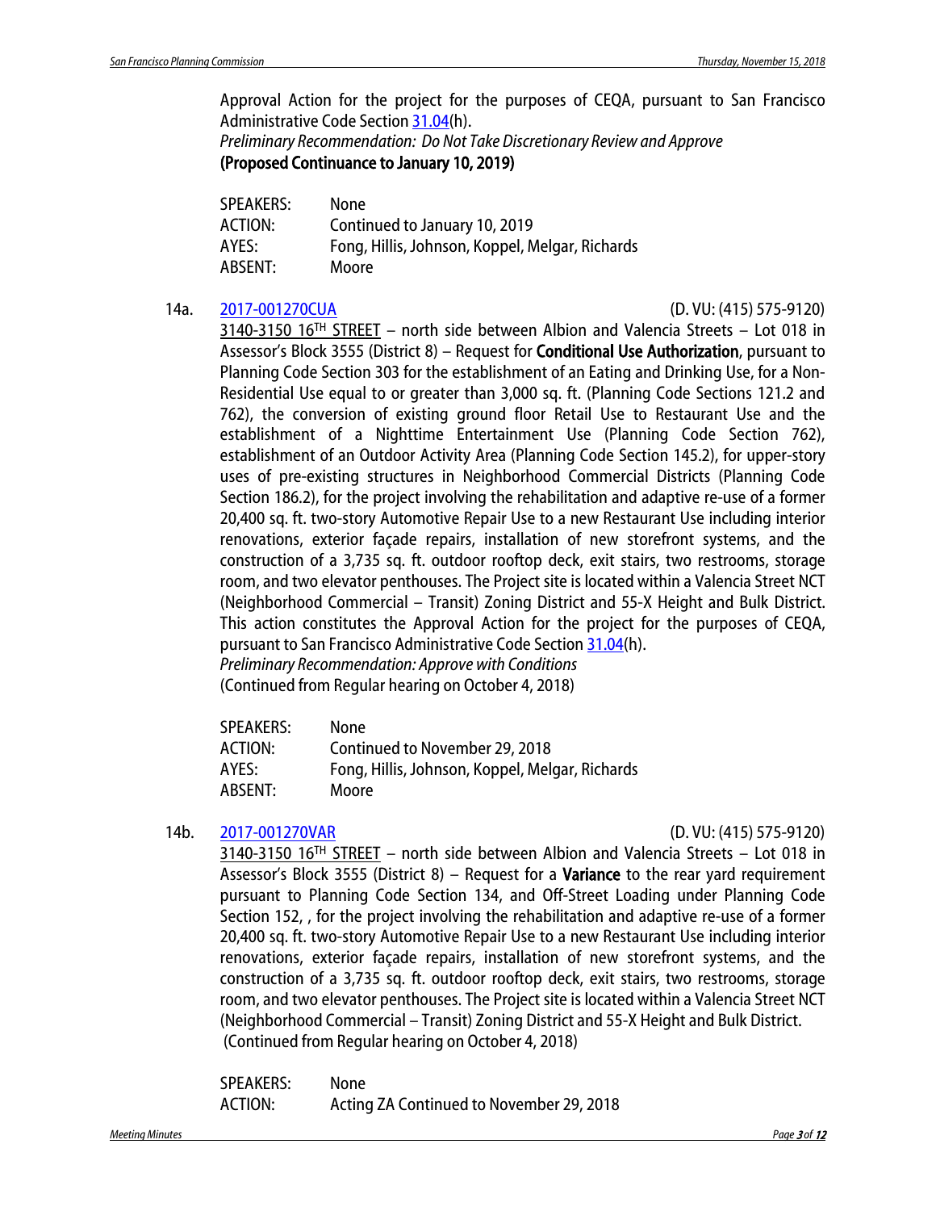Approval Action for the project for the purposes of CEQA, pursuant to San Francisco Administrative Code Section 31.04(h).
*Preliminary Recommendation: Do Not Take Discretionary Review and Approve*
**(Proposed Continuance to January 10, 2019)**

SPEAKERS: None
ACTION: Continued to January 10, 2019
AYES: Fong, Hillis, Johnson, Koppel, Melgar, Richards
ABSENT: Moore

14a. 2017-001270CUA (D. VU: (415) 575-9120)
3140-3150 16TH STREET – north side between Albion and Valencia Streets – Lot 018 in Assessor's Block 3555 (District 8) – Request for **Conditional Use Authorization**, pursuant to Planning Code Section 303 for the establishment of an Eating and Drinking Use, for a Non-Residential Use equal to or greater than 3,000 sq. ft. (Planning Code Sections 121.2 and 762), the conversion of existing ground floor Retail Use to Restaurant Use and the establishment of a Nighttime Entertainment Use (Planning Code Section 762), establishment of an Outdoor Activity Area (Planning Code Section 145.2), for upper-story uses of pre-existing structures in Neighborhood Commercial Districts (Planning Code Section 186.2), for the project involving the rehabilitation and adaptive re-use of a former 20,400 sq. ft. two-story Automotive Repair Use to a new Restaurant Use including interior renovations, exterior façade repairs, installation of new storefront systems, and the construction of a 3,735 sq. ft. outdoor rooftop deck, exit stairs, two restrooms, storage room, and two elevator penthouses. The Project site is located within a Valencia Street NCT (Neighborhood Commercial – Transit) Zoning District and 55-X Height and Bulk District. This action constitutes the Approval Action for the project for the purposes of CEQA, pursuant to San Francisco Administrative Code Section 31.04(h).
*Preliminary Recommendation: Approve with Conditions*
(Continued from Regular hearing on October 4, 2018)

SPEAKERS: None
ACTION: Continued to November 29, 2018
AYES: Fong, Hillis, Johnson, Koppel, Melgar, Richards
ABSENT: Moore

14b. 2017-001270VAR (D. VU: (415) 575-9120)
3140-3150 16TH STREET – north side between Albion and Valencia Streets – Lot 018 in Assessor's Block 3555 (District 8) – Request for a **Variance** to the rear yard requirement pursuant to Planning Code Section 134, and Off-Street Loading under Planning Code Section 152, , for the project involving the rehabilitation and adaptive re-use of a former 20,400 sq. ft. two-story Automotive Repair Use to a new Restaurant Use including interior renovations, exterior façade repairs, installation of new storefront systems, and the construction of a 3,735 sq. ft. outdoor rooftop deck, exit stairs, two restrooms, storage room, and two elevator penthouses. The Project site is located within a Valencia Street NCT (Neighborhood Commercial – Transit) Zoning District and 55-X Height and Bulk District.
(Continued from Regular hearing on October 4, 2018)

SPEAKERS: None
ACTION: Acting ZA Continued to November 29, 2018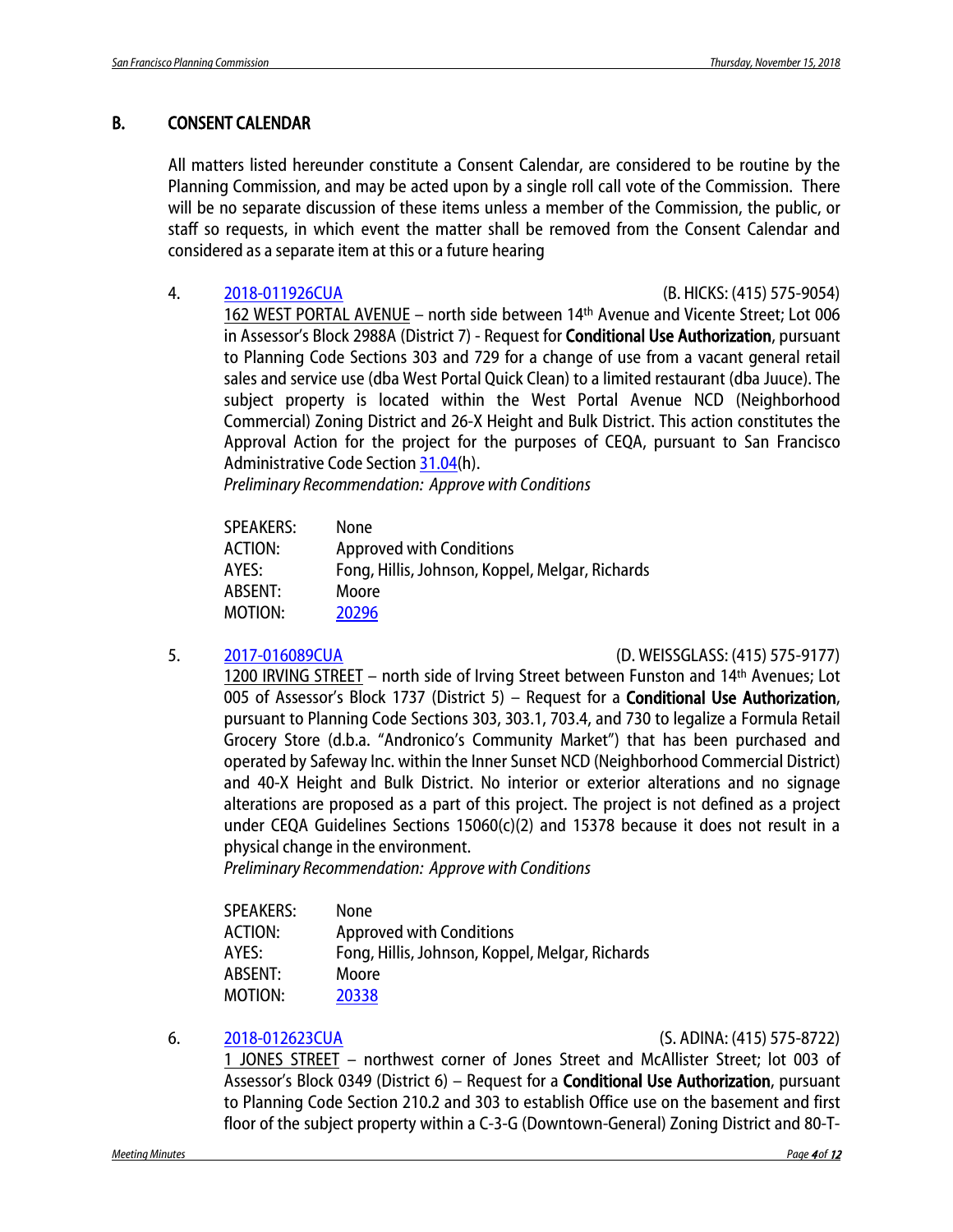## B. CONSENT CALENDAR

All matters listed hereunder constitute a Consent Calendar, are considered to be routine by the Planning Commission, and may be acted upon by a single roll call vote of the Commission. There will be no separate discussion of these items unless a member of the Commission, the public, or staff so requests, in which event the matter shall be removed from the Consent Calendar and considered as a separate item at this or a future hearing

4. 2018-011926CUA (B. HICKS: (415) 575-9054)
   162 WEST PORTAL AVENUE – north side between 14th Avenue and Vicente Street; Lot 006 in Assessor's Block 2988A (District 7) - Request for **Conditional Use Authorization**, pursuant to Planning Code Sections 303 and 729 for a change of use from a vacant general retail sales and service use (dba West Portal Quick Clean) to a limited restaurant (dba Juuce). The subject property is located within the West Portal Avenue NCD (Neighborhood Commercial) Zoning District and 26-X Height and Bulk District. This action constitutes the Approval Action for the project for the purposes of CEQA, pursuant to San Francisco Administrative Code Section 31.04(h).
   *Preliminary Recommendation: Approve with Conditions*

   SPEAKERS: None
   ACTION: Approved with Conditions
   AYES: Fong, Hillis, Johnson, Koppel, Melgar, Richards
   ABSENT: Moore
   MOTION: 20296

5. 2017-016089CUA (D. WEISSGLASS: (415) 575-9177)
   1200 IRVING STREET – north side of Irving Street between Funston and 14th Avenues; Lot 005 of Assessor's Block 1737 (District 5) – Request for a **Conditional Use Authorization**, pursuant to Planning Code Sections 303, 303.1, 703.4, and 730 to legalize a Formula Retail Grocery Store (d.b.a. "Andronico's Community Market") that has been purchased and operated by Safeway Inc. within the Inner Sunset NCD (Neighborhood Commercial District) and 40-X Height and Bulk District. No interior or exterior alterations and no signage alterations are proposed as a part of this project. The project is not defined as a project under CEQA Guidelines Sections 15060(c)(2) and 15378 because it does not result in a physical change in the environment.
   *Preliminary Recommendation: Approve with Conditions*

   SPEAKERS: None
   ACTION: Approved with Conditions
   AYES: Fong, Hillis, Johnson, Koppel, Melgar, Richards
   ABSENT: Moore
   MOTION: 20338

6. 2018-012623CUA (S. ADINA: (415) 575-8722)
   1 JONES STREET – northwest corner of Jones Street and McAllister Street; lot 003 of Assessor's Block 0349 (District 6) – Request for a **Conditional Use Authorization**, pursuant to Planning Code Section 210.2 and 303 to establish Office use on the basement and first floor of the subject property within a C-3-G (Downtown-General) Zoning District and 80-T-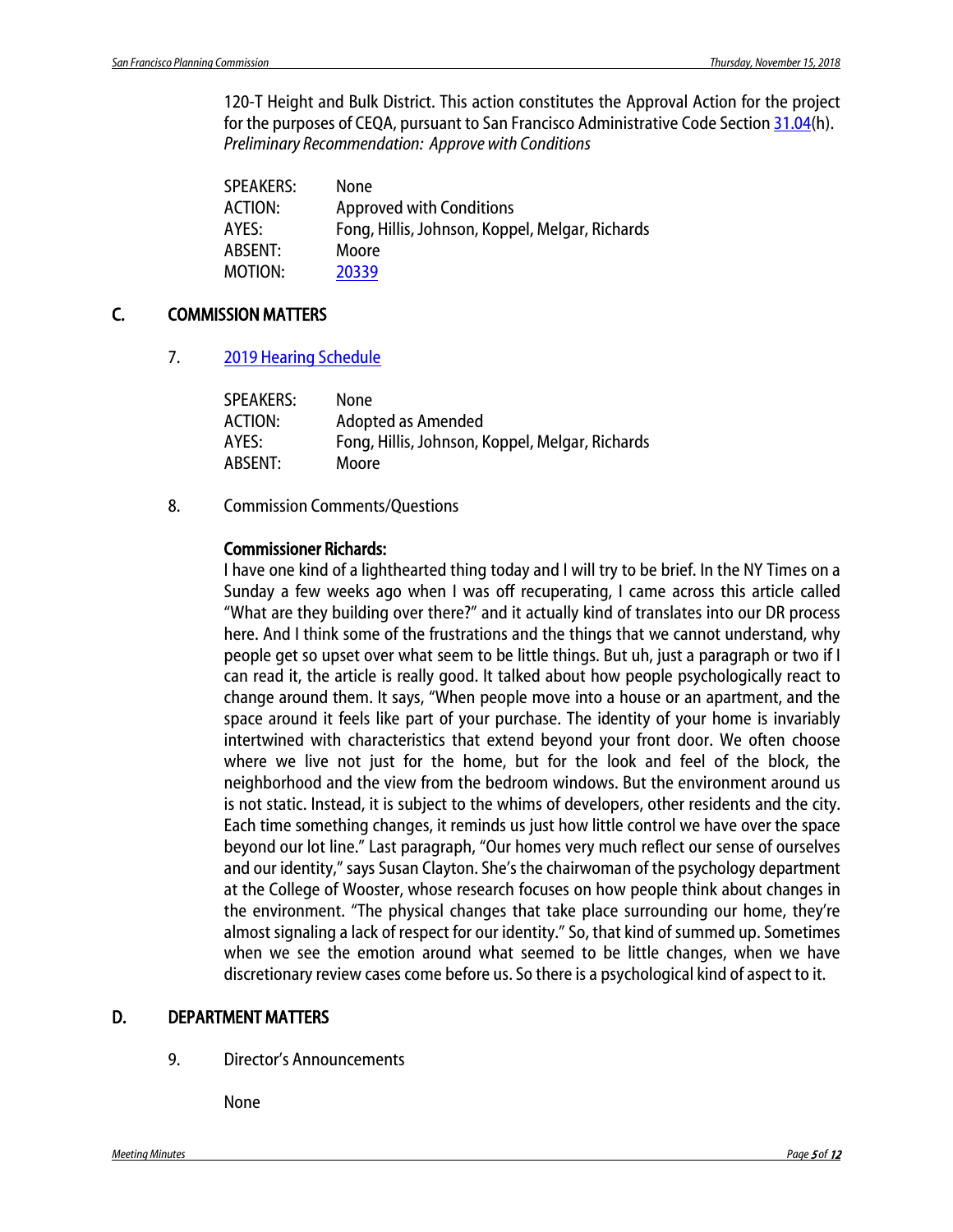120-T Height and Bulk District. This action constitutes the Approval Action for the project for the purposes of CEQA, pursuant to San Francisco Administrative Code Section 31.04(h).
*Preliminary Recommendation: Approve with Conditions*

| | |
|---|---|
| SPEAKERS: | None |
| ACTION: | Approved with Conditions |
| AYES: | Fong, Hillis, Johnson, Koppel, Melgar, Richards |
| ABSENT: | Moore |
| MOTION: | 20339 |

## C. COMMISSION MATTERS

7. 2019 Hearing Schedule

| | |
|---|---|
| SPEAKERS: | None |
| ACTION: | Adopted as Amended |
| AYES: | Fong, Hillis, Johnson, Koppel, Melgar, Richards |
| ABSENT: | Moore |

8. Commission Comments/Questions

**Commissioner Richards:**
I have one kind of a lighthearted thing today and I will try to be brief. In the NY Times on a Sunday a few weeks ago when I was off recuperating, I came across this article called "What are they building over there?" and it actually kind of translates into our DR process here. And I think some of the frustrations and the things that we cannot understand, why people get so upset over what seem to be little things. But uh, just a paragraph or two if I can read it, the article is really good. It talked about how people psychologically react to change around them. It says, "When people move into a house or an apartment, and the space around it feels like part of your purchase. The identity of your home is invariably intertwined with characteristics that extend beyond your front door. We often choose where we live not just for the home, but for the look and feel of the block, the neighborhood and the view from the bedroom windows. But the environment around us is not static. Instead, it is subject to the whims of developers, other residents and the city. Each time something changes, it reminds us just how little control we have over the space beyond our lot line." Last paragraph, "Our homes very much reflect our sense of ourselves and our identity," says Susan Clayton. She's the chairwoman of the psychology department at the College of Wooster, whose research focuses on how people think about changes in the environment. "The physical changes that take place surrounding our home, they're almost signaling a lack of respect for our identity." So, that kind of summed up. Sometimes when we see the emotion around what seemed to be little changes, when we have discretionary review cases come before us. So there is a psychological kind of aspect to it.

## D. DEPARTMENT MATTERS

9. Director's Announcements

None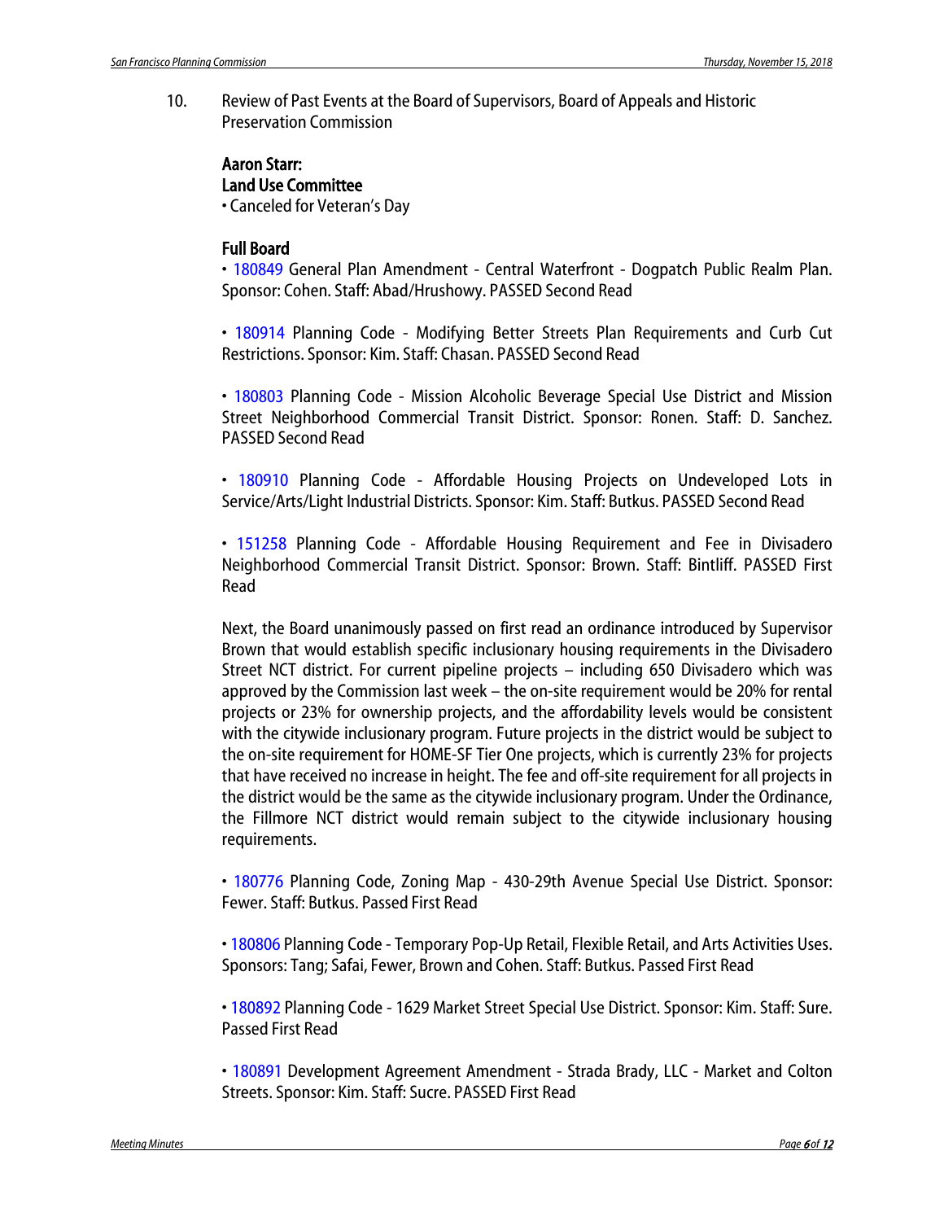10. Review of Past Events at the Board of Supervisors, Board of Appeals and Historic Preservation Commission

**Aaron Starr:**
**Land Use Committee**
• Canceled for Veteran's Day

**Full Board**
• 180849 General Plan Amendment - Central Waterfront - Dogpatch Public Realm Plan. Sponsor: Cohen. Staff: Abad/Hrushowy. PASSED Second Read

• 180914 Planning Code - Modifying Better Streets Plan Requirements and Curb Cut Restrictions. Sponsor: Kim. Staff: Chasan. PASSED Second Read

• 180803 Planning Code - Mission Alcoholic Beverage Special Use District and Mission Street Neighborhood Commercial Transit District. Sponsor: Ronen. Staff: D. Sanchez. PASSED Second Read

• 180910 Planning Code - Affordable Housing Projects on Undeveloped Lots in Service/Arts/Light Industrial Districts. Sponsor: Kim. Staff: Butkus. PASSED Second Read

• 151258 Planning Code - Affordable Housing Requirement and Fee in Divisadero Neighborhood Commercial Transit District. Sponsor: Brown. Staff: Bintliff. PASSED First Read

Next, the Board unanimously passed on first read an ordinance introduced by Supervisor Brown that would establish specific inclusionary housing requirements in the Divisadero Street NCT district. For current pipeline projects – including 650 Divisadero which was approved by the Commission last week – the on-site requirement would be 20% for rental projects or 23% for ownership projects, and the affordability levels would be consistent with the citywide inclusionary program. Future projects in the district would be subject to the on-site requirement for HOME-SF Tier One projects, which is currently 23% for projects that have received no increase in height. The fee and off-site requirement for all projects in the district would be the same as the citywide inclusionary program. Under the Ordinance, the Fillmore NCT district would remain subject to the citywide inclusionary housing requirements.

• 180776 Planning Code, Zoning Map - 430-29th Avenue Special Use District. Sponsor: Fewer. Staff: Butkus. Passed First Read

• 180806 Planning Code - Temporary Pop-Up Retail, Flexible Retail, and Arts Activities Uses. Sponsors: Tang; Safai, Fewer, Brown and Cohen. Staff: Butkus. Passed First Read

• 180892 Planning Code - 1629 Market Street Special Use District. Sponsor: Kim. Staff: Sure. Passed First Read

• 180891 Development Agreement Amendment - Strada Brady, LLC - Market and Colton Streets. Sponsor: Kim. Staff: Sucre. PASSED First Read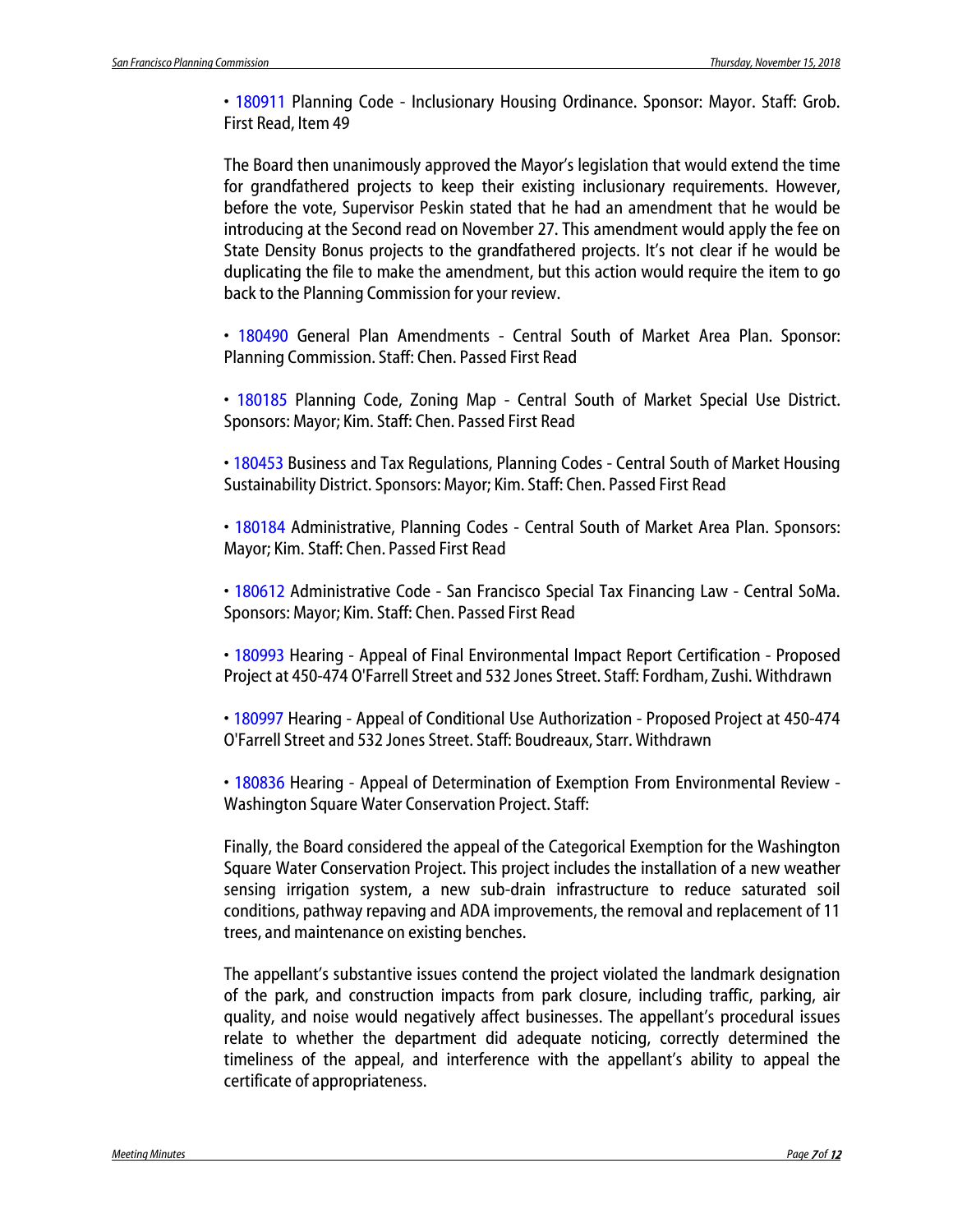• 180911 Planning Code - Inclusionary Housing Ordinance. Sponsor: Mayor. Staff: Grob. First Read, Item 49

The Board then unanimously approved the Mayor's legislation that would extend the time for grandfathered projects to keep their existing inclusionary requirements. However, before the vote, Supervisor Peskin stated that he had an amendment that he would be introducing at the Second read on November 27. This amendment would apply the fee on State Density Bonus projects to the grandfathered projects. It's not clear if he would be duplicating the file to make the amendment, but this action would require the item to go back to the Planning Commission for your review.

• 180490 General Plan Amendments - Central South of Market Area Plan. Sponsor: Planning Commission. Staff: Chen. Passed First Read

• 180185 Planning Code, Zoning Map - Central South of Market Special Use District. Sponsors: Mayor; Kim. Staff: Chen. Passed First Read

• 180453 Business and Tax Regulations, Planning Codes - Central South of Market Housing Sustainability District. Sponsors: Mayor; Kim. Staff: Chen. Passed First Read

• 180184 Administrative, Planning Codes - Central South of Market Area Plan. Sponsors: Mayor; Kim. Staff: Chen. Passed First Read

• 180612 Administrative Code - San Francisco Special Tax Financing Law - Central SoMa. Sponsors: Mayor; Kim. Staff: Chen. Passed First Read

• 180993 Hearing - Appeal of Final Environmental Impact Report Certification - Proposed Project at 450-474 O'Farrell Street and 532 Jones Street. Staff: Fordham, Zushi. Withdrawn

• 180997 Hearing - Appeal of Conditional Use Authorization - Proposed Project at 450-474 O'Farrell Street and 532 Jones Street. Staff: Boudreaux, Starr. Withdrawn

• 180836 Hearing - Appeal of Determination of Exemption From Environmental Review - Washington Square Water Conservation Project. Staff:

Finally, the Board considered the appeal of the Categorical Exemption for the Washington Square Water Conservation Project. This project includes the installation of a new weather sensing irrigation system, a new sub-drain infrastructure to reduce saturated soil conditions, pathway repaving and ADA improvements, the removal and replacement of 11 trees, and maintenance on existing benches.

The appellant's substantive issues contend the project violated the landmark designation of the park, and construction impacts from park closure, including traffic, parking, air quality, and noise would negatively affect businesses. The appellant's procedural issues relate to whether the department did adequate noticing, correctly determined the timeliness of the appeal, and interference with the appellant's ability to appeal the certificate of appropriateness.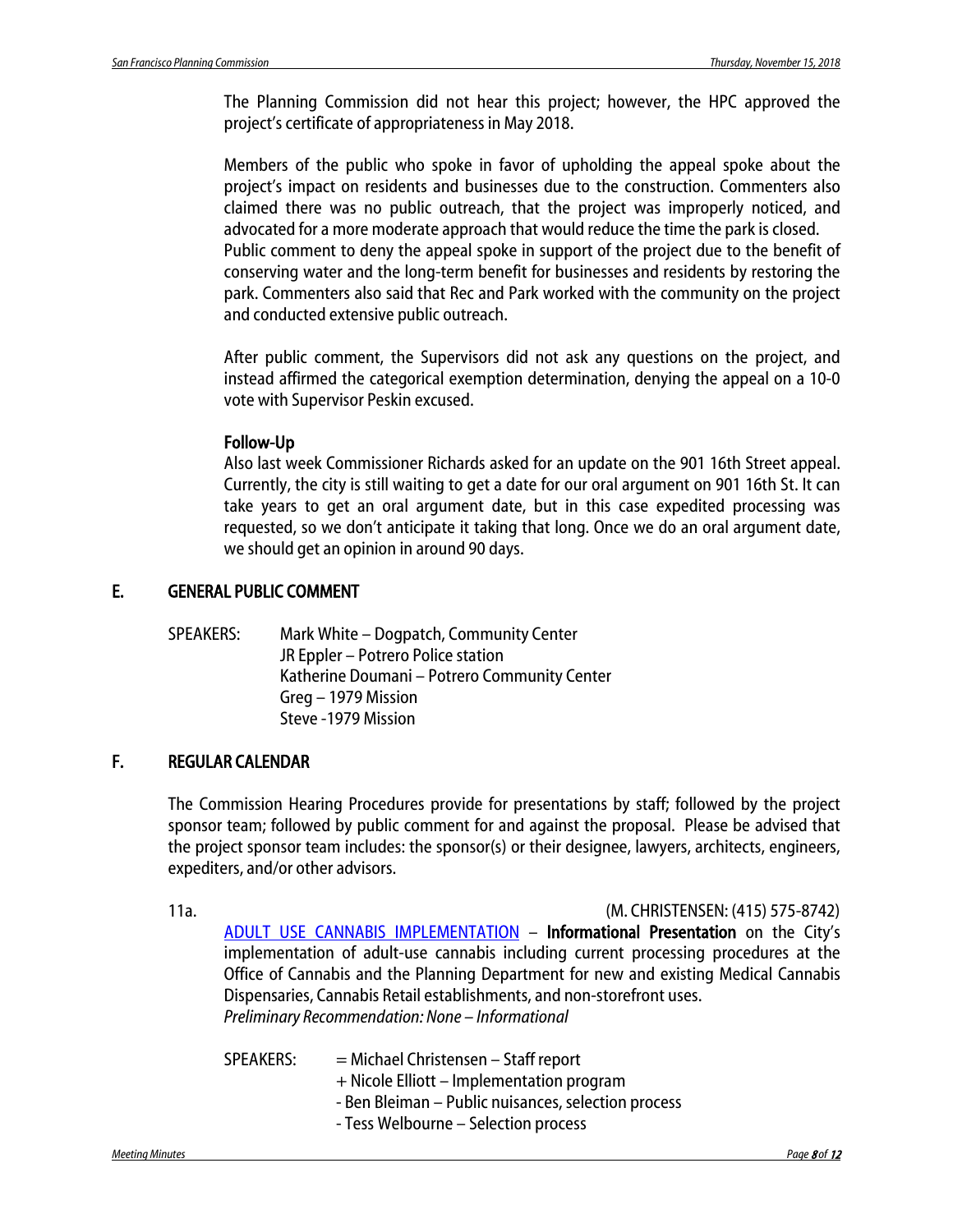The Planning Commission did not hear this project; however, the HPC approved the project's certificate of appropriateness in May 2018.

Members of the public who spoke in favor of upholding the appeal spoke about the project's impact on residents and businesses due to the construction. Commenters also claimed there was no public outreach, that the project was improperly noticed, and advocated for a more moderate approach that would reduce the time the park is closed. Public comment to deny the appeal spoke in support of the project due to the benefit of conserving water and the long-term benefit for businesses and residents by restoring the park. Commenters also said that Rec and Park worked with the community on the project and conducted extensive public outreach.

After public comment, the Supervisors did not ask any questions on the project, and instead affirmed the categorical exemption determination, denying the appeal on a 10-0 vote with Supervisor Peskin excused.

**Follow-Up**
Also last week Commissioner Richards asked for an update on the 901 16th Street appeal. Currently, the city is still waiting to get a date for our oral argument on 901 16th St. It can take years to get an oral argument date, but in this case expedited processing was requested, so we don't anticipate it taking that long. Once we do an oral argument date, we should get an opinion in around 90 days.

## E. GENERAL PUBLIC COMMENT

SPEAKERS: Mark White – Dogpatch, Community Center
JR Eppler – Potrero Police station
Katherine Doumani – Potrero Community Center
Greg – 1979 Mission
Steve -1979 Mission

## F. REGULAR CALENDAR

The Commission Hearing Procedures provide for presentations by staff; followed by the project sponsor team; followed by public comment for and against the proposal. Please be advised that the project sponsor team includes: the sponsor(s) or their designee, lawyers, architects, engineers, expediters, and/or other advisors.

11a. (M. CHRISTENSEN: (415) 575-8742)

ADULT USE CANNABIS IMPLEMENTATION – **Informational Presentation** on the City's implementation of adult-use cannabis including current processing procedures at the Office of Cannabis and the Planning Department for new and existing Medical Cannabis Dispensaries, Cannabis Retail establishments, and non-storefront uses.
*Preliminary Recommendation: None – Informational*

SPEAKERS: = Michael Christensen – Staff report
+ Nicole Elliott – Implementation program
- Ben Bleiman – Public nuisances, selection process
- Tess Welbourne – Selection process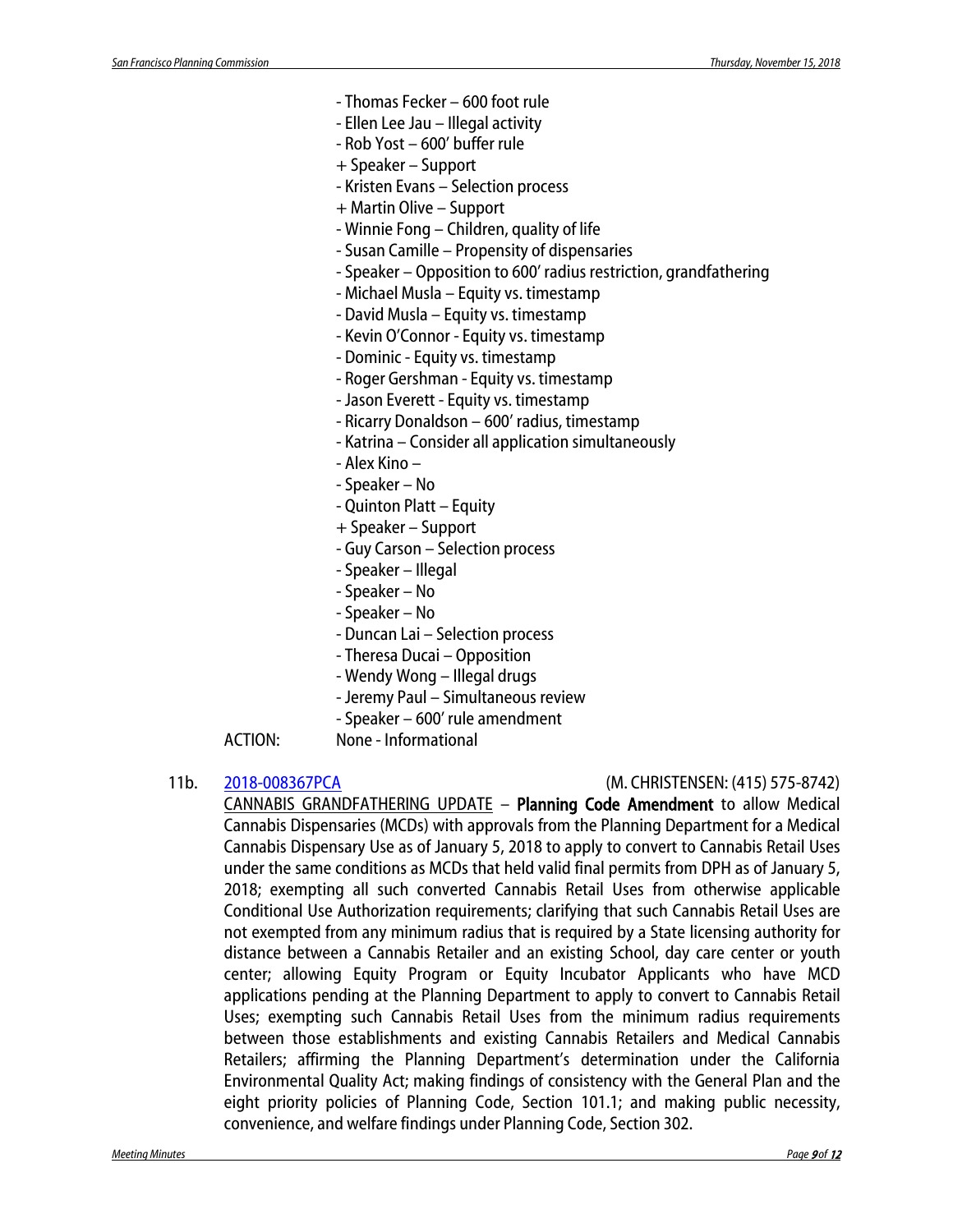- Thomas Fecker – 600 foot rule
- Ellen Lee Jau – Illegal activity
- Rob Yost – 600' buffer rule
+ Speaker – Support
- Kristen Evans – Selection process
+ Martin Olive – Support
- Winnie Fong – Children, quality of life
- Susan Camille – Propensity of dispensaries
- Speaker – Opposition to 600' radius restriction, grandfathering
- Michael Musla – Equity vs. timestamp
- David Musla – Equity vs. timestamp
- Kevin O'Connor - Equity vs. timestamp
- Dominic - Equity vs. timestamp
- Roger Gershman - Equity vs. timestamp
- Jason Everett - Equity vs. timestamp
- Ricarry Donaldson – 600' radius, timestamp
- Katrina – Consider all application simultaneously
- Alex Kino –
- Speaker – No
- Quinton Platt – Equity
+ Speaker – Support
- Guy Carson – Selection process
- Speaker – Illegal
- Speaker – No
- Speaker – No
- Duncan Lai – Selection process
- Theresa Ducai – Opposition
- Wendy Wong – Illegal drugs
- Jeremy Paul – Simultaneous review
- Speaker – 600' rule amendment

ACTION: None - Informational

11b. [2018-008367PCA] (M. CHRISTENSEN: (415) 575-8742)

CANNABIS GRANDFATHERING UPDATE – **Planning Code Amendment** to allow Medical Cannabis Dispensaries (MCDs) with approvals from the Planning Department for a Medical Cannabis Dispensary Use as of January 5, 2018 to apply to convert to Cannabis Retail Uses under the same conditions as MCDs that held valid final permits from DPH as of January 5, 2018; exempting all such converted Cannabis Retail Uses from otherwise applicable Conditional Use Authorization requirements; clarifying that such Cannabis Retail Uses are not exempted from any minimum radius that is required by a State licensing authority for distance between a Cannabis Retailer and an existing School, day care center or youth center; allowing Equity Program or Equity Incubator Applicants who have MCD applications pending at the Planning Department to apply to convert to Cannabis Retail Uses; exempting such Cannabis Retail Uses from the minimum radius requirements between those establishments and existing Cannabis Retailers and Medical Cannabis Retailers; affirming the Planning Department's determination under the California Environmental Quality Act; making findings of consistency with the General Plan and the eight priority policies of Planning Code, Section 101.1; and making public necessity, convenience, and welfare findings under Planning Code, Section 302.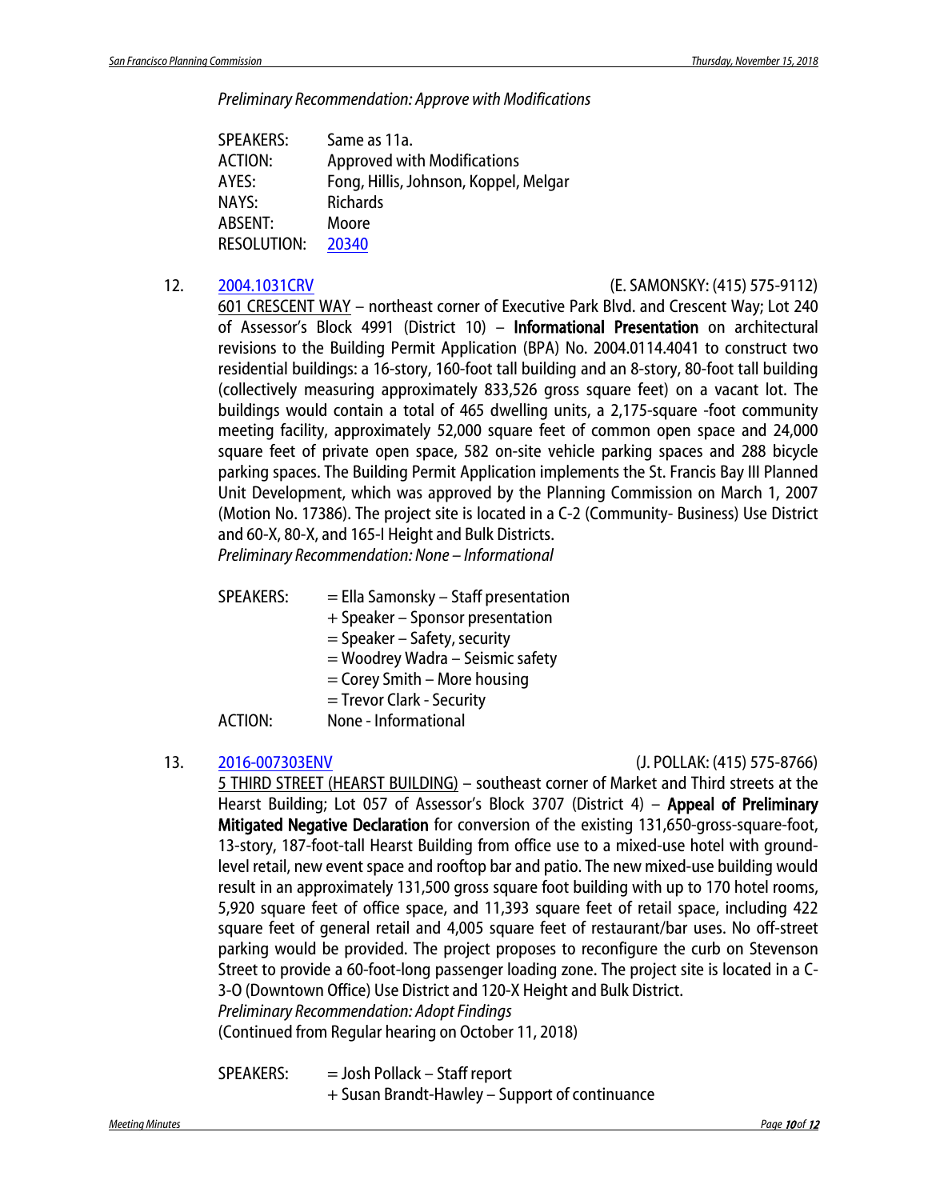*Preliminary Recommendation: Approve with Modifications*

| | |
|---|---|
| SPEAKERS: | Same as 11a. |
| ACTION: | Approved with Modifications |
| AYES: | Fong, Hillis, Johnson, Koppel, Melgar |
| NAYS: | Richards |
| ABSENT: | Moore |
| RESOLUTION: | 20340 |

12. 2004.1031CRV (E. SAMONSKY: (415) 575-9112)

<u>601 CRESCENT WAY</u> – northeast corner of Executive Park Blvd. and Crescent Way; Lot 240 of Assessor's Block 4991 (District 10) – **Informational Presentation** on architectural revisions to the Building Permit Application (BPA) No. 2004.0114.4041 to construct two residential buildings: a 16-story, 160-foot tall building and an 8-story, 80-foot tall building (collectively measuring approximately 833,526 gross square feet) on a vacant lot. The buildings would contain a total of 465 dwelling units, a 2,175-square -foot community meeting facility, approximately 52,000 square feet of common open space and 24,000 square feet of private open space, 582 on-site vehicle parking spaces and 288 bicycle parking spaces. The Building Permit Application implements the St. Francis Bay III Planned Unit Development, which was approved by the Planning Commission on March 1, 2007 (Motion No. 17386). The project site is located in a C-2 (Community- Business) Use District and 60-X, 80-X, and 165-I Height and Bulk Districts.
*Preliminary Recommendation: None – Informational*

SPEAKERS:
= Ella Samonsky – Staff presentation
\+ Speaker – Sponsor presentation
= Speaker – Safety, security
= Woodrey Wadra – Seismic safety
= Corey Smith – More housing
= Trevor Clark - Security

ACTION: None - Informational

13. 2016-007303ENV (J. POLLAK: (415) 575-8766)

<u>5 THIRD STREET (HEARST BUILDING)</u> – southeast corner of Market and Third streets at the Hearst Building; Lot 057 of Assessor's Block 3707 (District 4) – **Appeal of Preliminary Mitigated Negative Declaration** for conversion of the existing 131,650-gross-square-foot, 13-story, 187-foot-tall Hearst Building from office use to a mixed-use hotel with ground-level retail, new event space and rooftop bar and patio. The new mixed-use building would result in an approximately 131,500 gross square foot building with up to 170 hotel rooms, 5,920 square feet of office space, and 11,393 square feet of retail space, including 422 square feet of general retail and 4,005 square feet of restaurant/bar uses. No off-street parking would be provided. The project proposes to reconfigure the curb on Stevenson Street to provide a 60-foot-long passenger loading zone. The project site is located in a C-3-O (Downtown Office) Use District and 120-X Height and Bulk District.
*Preliminary Recommendation: Adopt Findings*
(Continued from Regular hearing on October 11, 2018)

SPEAKERS:
= Josh Pollack – Staff report
\+ Susan Brandt-Hawley – Support of continuance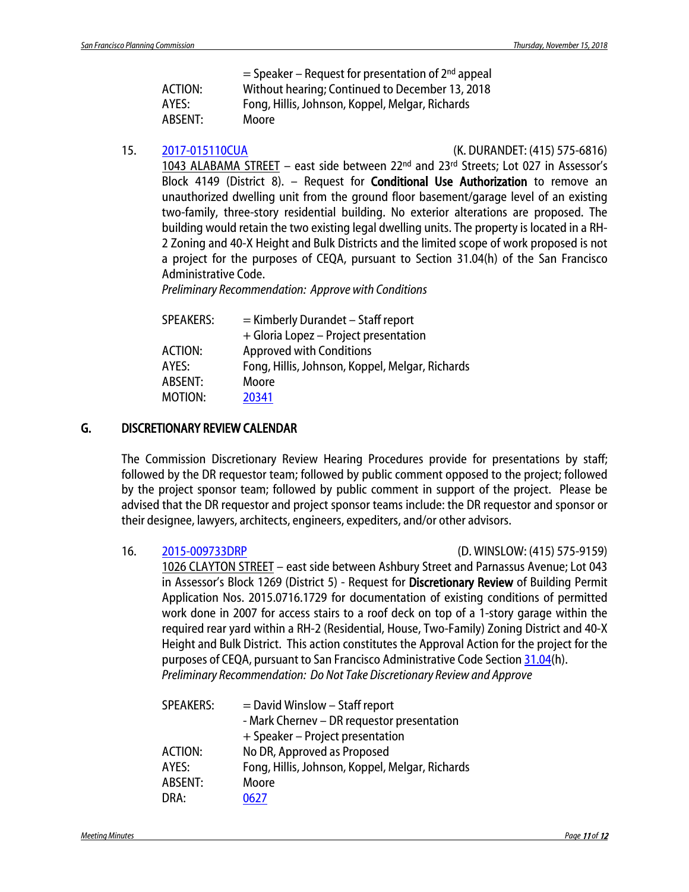| | |
|---|---|
| | = Speaker – Request for presentation of 2nd appeal |
| ACTION: | Without hearing; Continued to December 13, 2018 |
| AYES: | Fong, Hillis, Johnson, Koppel, Melgar, Richards |
| ABSENT: | Moore |

15. 2017-015110CUA (K. DURANDET: (415) 575-6816)
1043 ALABAMA STREET – east side between 22nd and 23rd Streets; Lot 027 in Assessor's Block 4149 (District 8). – Request for **Conditional Use Authorization** to remove an unauthorized dwelling unit from the ground floor basement/garage level of an existing two-family, three-story residential building. No exterior alterations are proposed. The building would retain the two existing legal dwelling units. The property is located in a RH-2 Zoning and 40-X Height and Bulk Districts and the limited scope of work proposed is not a project for the purposes of CEQA, pursuant to Section 31.04(h) of the San Francisco Administrative Code.
*Preliminary Recommendation: Approve with Conditions*

| | |
|---|---|
| SPEAKERS: | = Kimberly Durandet – Staff report |
| | + Gloria Lopez – Project presentation |
| ACTION: | Approved with Conditions |
| AYES: | Fong, Hillis, Johnson, Koppel, Melgar, Richards |
| ABSENT: | Moore |
| MOTION: | 20341 |

## G. DISCRETIONARY REVIEW CALENDAR

The Commission Discretionary Review Hearing Procedures provide for presentations by staff; followed by the DR requestor team; followed by public comment opposed to the project; followed by the project sponsor team; followed by public comment in support of the project. Please be advised that the DR requestor and project sponsor teams include: the DR requestor and sponsor or their designee, lawyers, architects, engineers, expediters, and/or other advisors.

16. 2015-009733DRP (D. WINSLOW: (415) 575-9159)
1026 CLAYTON STREET – east side between Ashbury Street and Parnassus Avenue; Lot 043 in Assessor's Block 1269 (District 5) - Request for **Discretionary Review** of Building Permit Application Nos. 2015.0716.1729 for documentation of existing conditions of permitted work done in 2007 for access stairs to a roof deck on top of a 1-story garage within the required rear yard within a RH-2 (Residential, House, Two-Family) Zoning District and 40-X Height and Bulk District. This action constitutes the Approval Action for the project for the purposes of CEQA, pursuant to San Francisco Administrative Code Section 31.04(h).
*Preliminary Recommendation: Do Not Take Discretionary Review and Approve*

| | |
|---|---|
| SPEAKERS: | = David Winslow – Staff report |
| | - Mark Chernev – DR requestor presentation |
| | + Speaker – Project presentation |
| ACTION: | No DR, Approved as Proposed |
| AYES: | Fong, Hillis, Johnson, Koppel, Melgar, Richards |
| ABSENT: | Moore |
| DRA: | 0627 |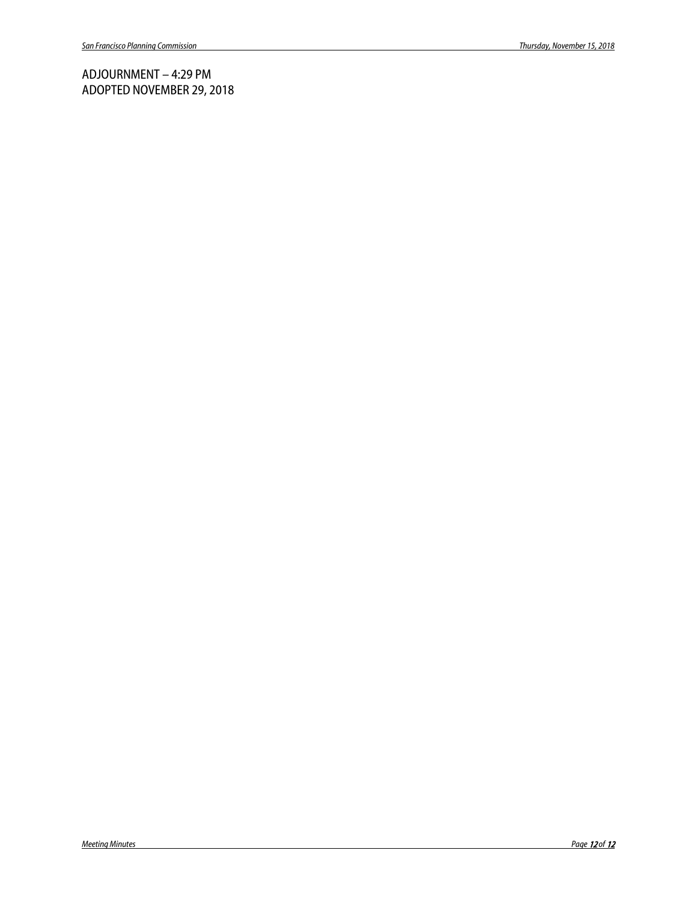## ADJOURNMENT – 4:29 PM
## ADOPTED NOVEMBER 29, 2018